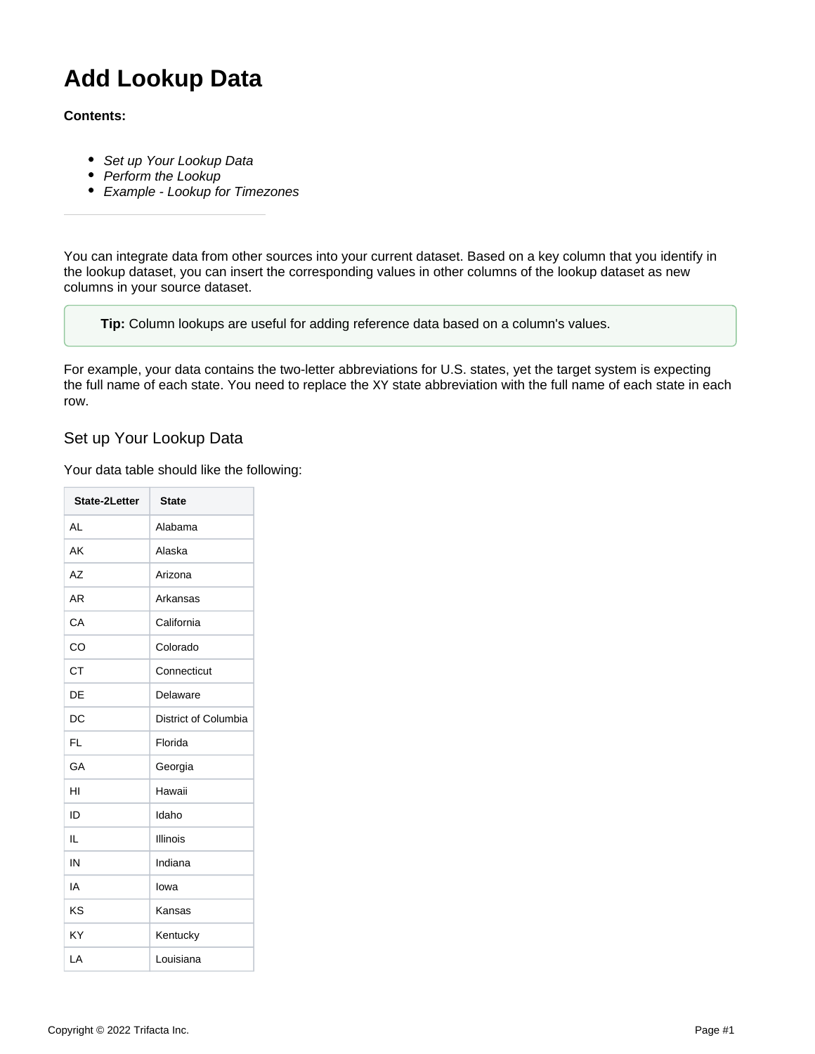# Add Lookup Data

**Contents:**

- *Set up Your Lookup Data*
- *Perform the Lookup*
- *Example - Lookup for Timezones*

---

You can integrate data from other sources into your current dataset. Based on a key column that you identify in the lookup dataset, you can insert the corresponding values in other columns of the lookup dataset as new columns in your source dataset.

> **Tip:** Column lookups are useful for adding reference data based on a column's values.

For example, your data contains the two-letter abbreviations for U.S. states, yet the target system is expecting the full name of each state. You need to replace the XY state abbreviation with the full name of each state in each row.

## Set up Your Lookup Data

Your data table should like the following:

| State-2Letter | State |
|---|---|
| AL | Alabama |
| AK | Alaska |
| AZ | Arizona |
| AR | Arkansas |
| CA | California |
| CO | Colorado |
| CT | Connecticut |
| DE | Delaware |
| DC | District of Columbia |
| FL | Florida |
| GA | Georgia |
| HI | Hawaii |
| ID | Idaho |
| IL | Illinois |
| IN | Indiana |
| IA | Iowa |
| KS | Kansas |
| KY | Kentucky |
| LA | Louisiana |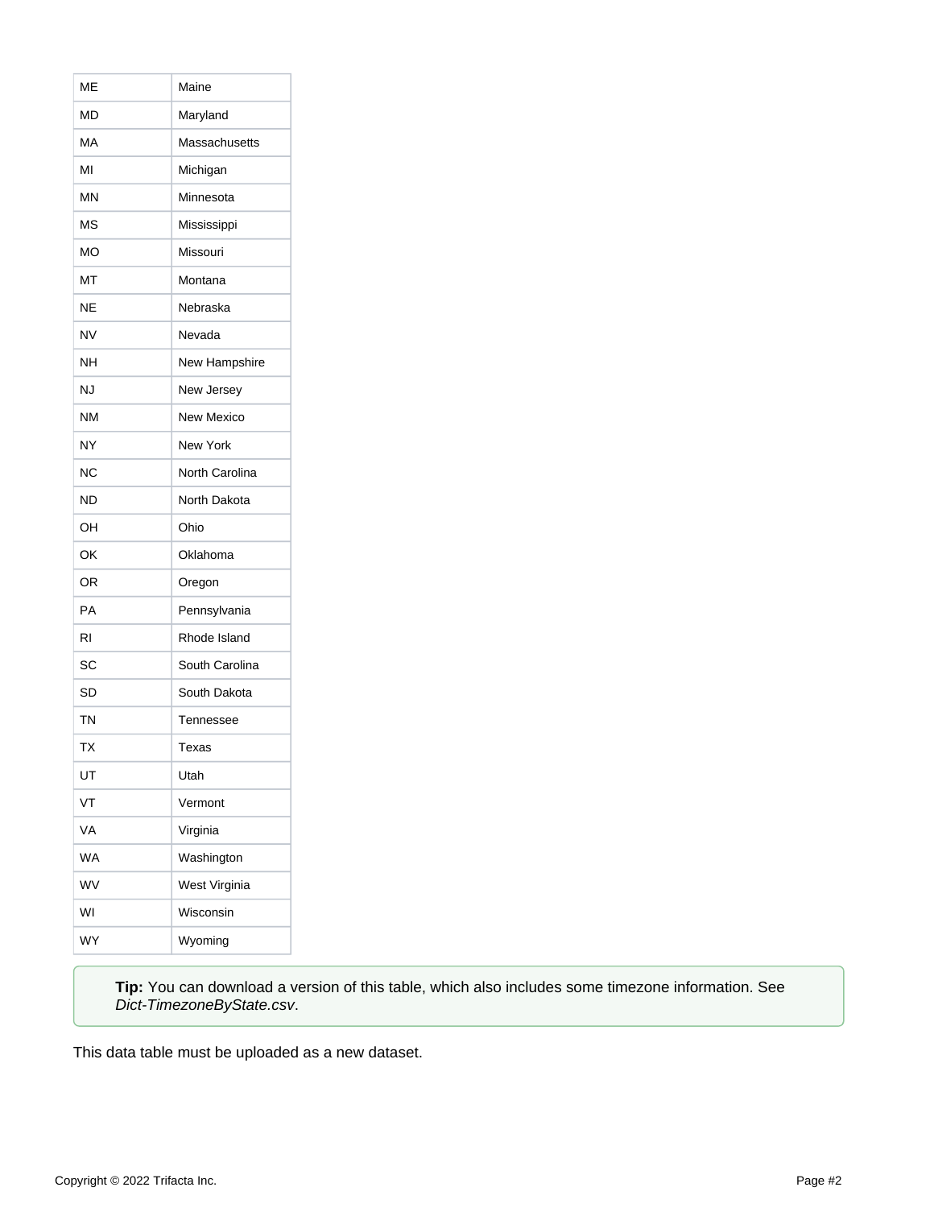| | |
|---|---|
| ME | Maine |
| MD | Maryland |
| MA | Massachusetts |
| MI | Michigan |
| MN | Minnesota |
| MS | Mississippi |
| MO | Missouri |
| MT | Montana |
| NE | Nebraska |
| NV | Nevada |
| NH | New Hampshire |
| NJ | New Jersey |
| NM | New Mexico |
| NY | New York |
| NC | North Carolina |
| ND | North Dakota |
| OH | Ohio |
| OK | Oklahoma |
| OR | Oregon |
| PA | Pennsylvania |
| RI | Rhode Island |
| SC | South Carolina |
| SD | South Dakota |
| TN | Tennessee |
| TX | Texas |
| UT | Utah |
| VT | Vermont |
| VA | Virginia |
| WA | Washington |
| WV | West Virginia |
| WI | Wisconsin |
| WY | Wyoming |

> **Tip:** You can download a version of this table, which also includes some timezone information. See *Dict-TimezoneByState.csv*.

This data table must be uploaded as a new dataset.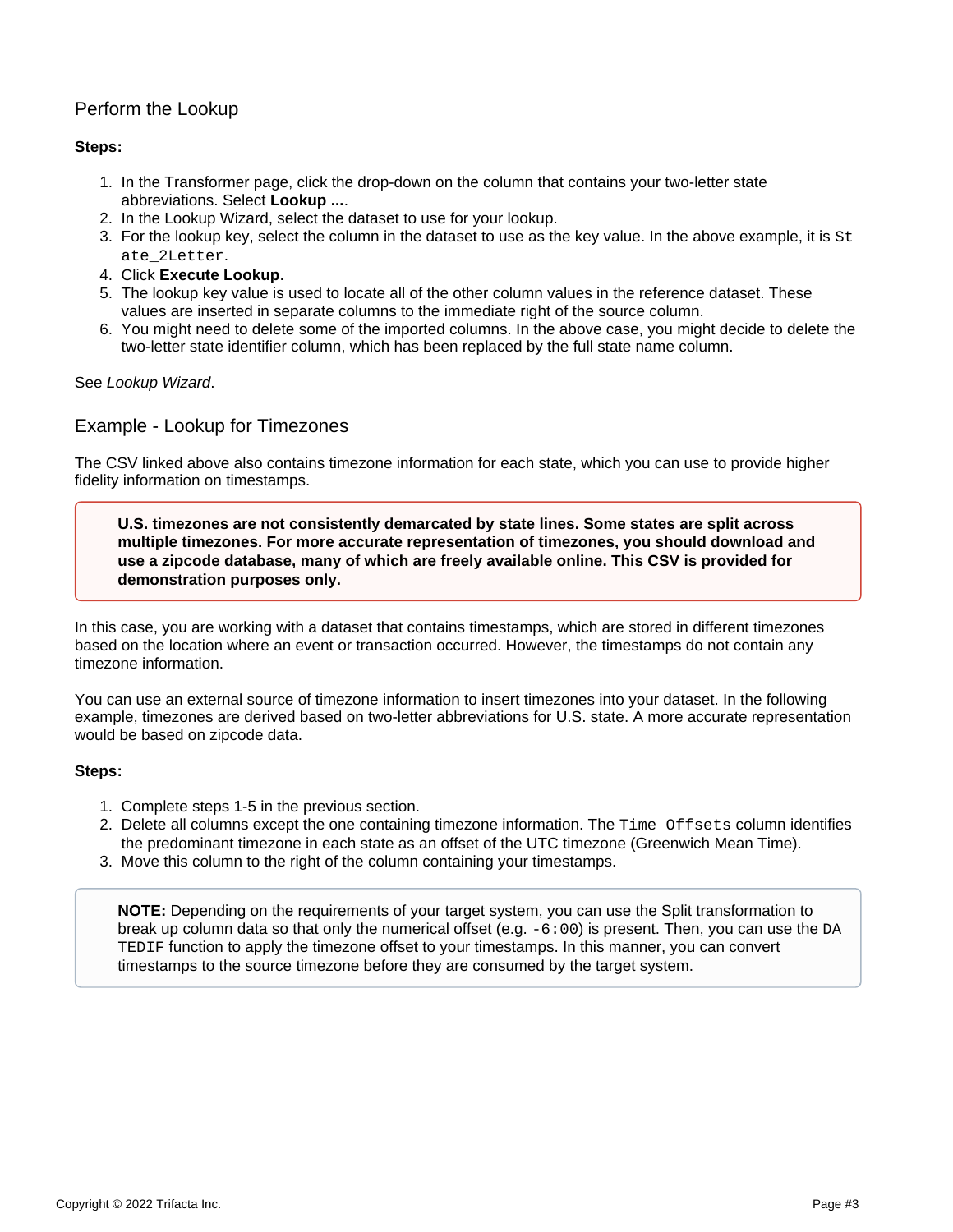## Perform the Lookup

**Steps:**

1. In the Transformer page, click the drop-down on the column that contains your two-letter state abbreviations. Select **Lookup ...**.
2. In the Lookup Wizard, select the dataset to use for your lookup.
3. For the lookup key, select the column in the dataset to use as the key value. In the above example, it is `State_2Letter`.
4. Click **Execute Lookup**.
5. The lookup key value is used to locate all of the other column values in the reference dataset. These values are inserted in separate columns to the immediate right of the source column.
6. You might need to delete some of the imported columns. In the above case, you might decide to delete the two-letter state identifier column, which has been replaced by the full state name column.

See *Lookup Wizard*.

## Example - Lookup for Timezones

The CSV linked above also contains timezone information for each state, which you can use to provide higher fidelity information on timestamps.

> **U.S. timezones are not consistently demarcated by state lines. Some states are split across multiple timezones. For more accurate representation of timezones, you should download and use a zipcode database, many of which are freely available online. This CSV is provided for demonstration purposes only.**

In this case, you are working with a dataset that contains timestamps, which are stored in different timezones based on the location where an event or transaction occurred. However, the timestamps do not contain any timezone information.

You can use an external source of timezone information to insert timezones into your dataset. In the following example, timezones are derived based on two-letter abbreviations for U.S. state. A more accurate representation would be based on zipcode data.

**Steps:**

1. Complete steps 1-5 in the previous section.
2. Delete all columns except the one containing timezone information. The `Time Offsets` column identifies the predominant timezone in each state as an offset of the UTC timezone (Greenwich Mean Time).
3. Move this column to the right of the column containing your timestamps.

> **NOTE:** Depending on the requirements of your target system, you can use the Split transformation to break up column data so that only the numerical offset (e.g. `-6:00`) is present. Then, you can use the `DATEDIF` function to apply the timezone offset to your timestamps. In this manner, you can convert timestamps to the source timezone before they are consumed by the target system.